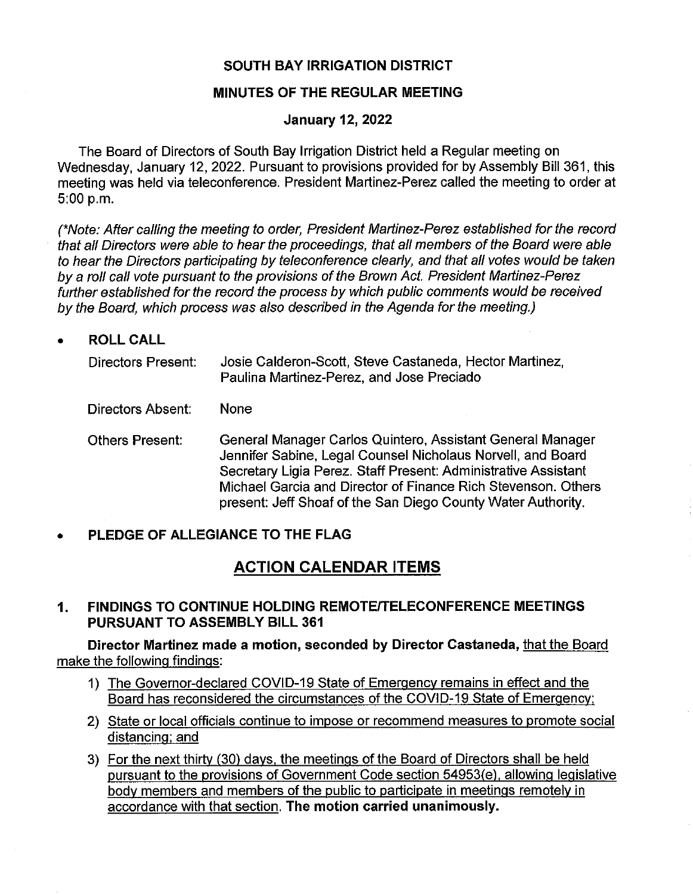# SOUTH BAY IRRIGATION DISTRICT

## MINUTES OF THE REGULAR MEETING

### January 12, 2022

The Board of Directors of South Bay Irrigation District held a Regular meeting on Wednesday, January 12, 2022. Pursuant to provisions provided for by Assembly Bill 361, this meeting was held via teleconference. President Martinez-Perez called the meeting to order at 5:00 p.m.

*(\*Note: After calling the meeting to order, President Martinez-Perez established for the record that all Directors were able to hear the proceedings, that all members of the Board were able to hear the Directors participating by teleconference clearly, and that all votes would be taken by a roll call vote pursuant to the provisions of the Brown Act. President Martinez-Perez further established for the record the process by which public comments would be received by the Board, which process was also described in the Agenda for the meeting.)*

- **ROLL CALL**

| | |
|---|---|
| Directors Present: | Josie Calderon-Scott, Steve Castaneda, Hector Martinez, Paulina Martinez-Perez, and Jose Preciado |
| Directors Absent: | None |
| Others Present: | General Manager Carlos Quintero, Assistant General Manager Jennifer Sabine, Legal Counsel Nicholaus Norvell, and Board Secretary Ligia Perez. Staff Present: Administrative Assistant Michael Garcia and Director of Finance Rich Stevenson. Others present: Jeff Shoaf of the San Diego County Water Authority. |

- **PLEDGE OF ALLEGIANCE TO THE FLAG**

## ACTION CALENDAR ITEMS

### 1. FINDINGS TO CONTINUE HOLDING REMOTE/TELECONFERENCE MEETINGS PURSUANT TO ASSEMBLY BILL 361

**Director Martinez made a motion, seconded by Director Castaneda,** that the Board make the following findings:

1) The Governor-declared COVID-19 State of Emergency remains in effect and the Board has reconsidered the circumstances of the COVID-19 State of Emergency;
2) State or local officials continue to impose or recommend measures to promote social distancing; and
3) For the next thirty (30) days, the meetings of the Board of Directors shall be held pursuant to the provisions of Government Code section 54953(e), allowing legislative body members and members of the public to participate in meetings remotely in accordance with that section. **The motion carried unanimously.**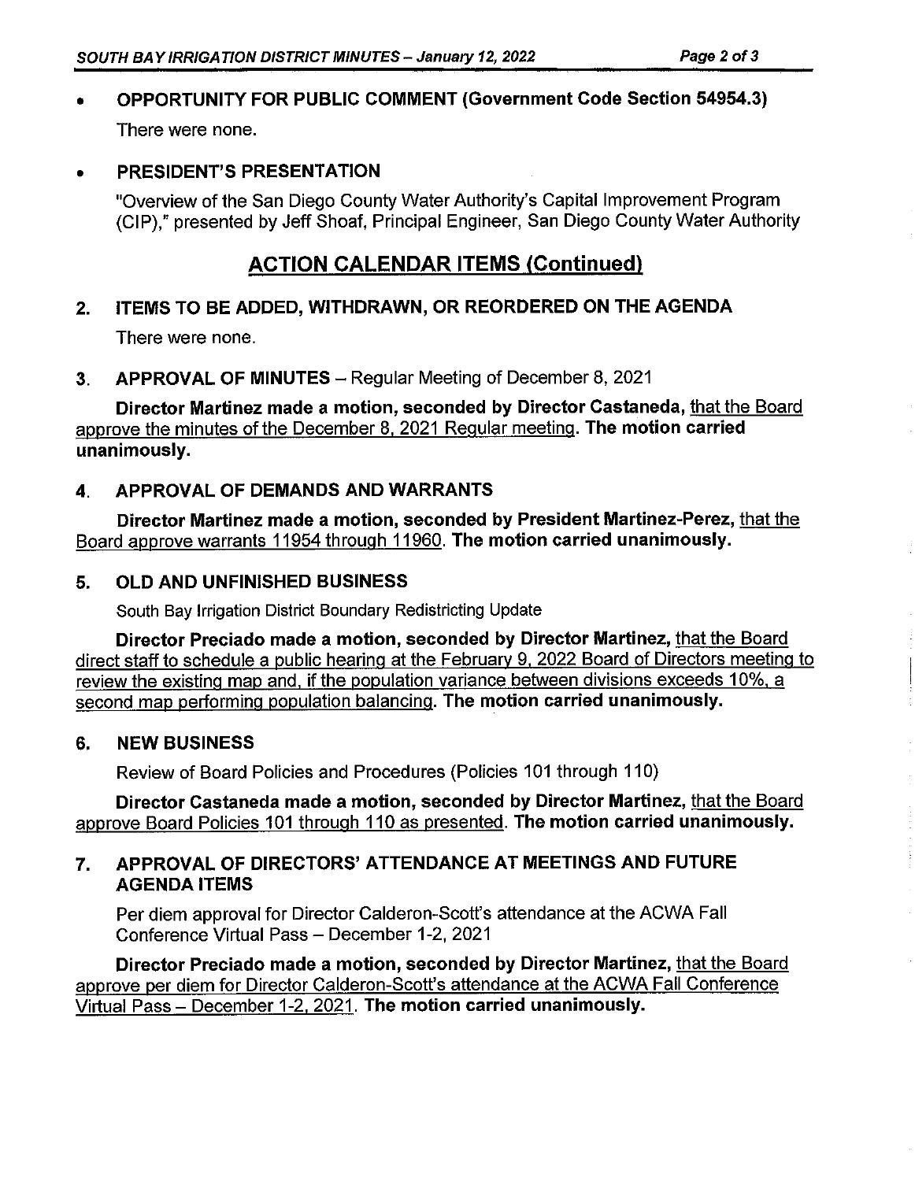- **OPPORTUNITY FOR PUBLIC COMMENT (Government Code Section 54954.3)**

  There were none.

- **PRESIDENT'S PRESENTATION**

  "Overview of the San Diego County Water Authority's Capital Improvement Program (CIP)," presented by Jeff Shoaf, Principal Engineer, San Diego County Water Authority

## ACTION CALENDAR ITEMS (Continued)

### 2. ITEMS TO BE ADDED, WITHDRAWN, OR REORDERED ON THE AGENDA

There were none.

### 3. APPROVAL OF MINUTES – Regular Meeting of December 8, 2021

**Director Martinez made a motion, seconded by Director Castaneda,** that the Board approve the minutes of the December 8, 2021 Regular meeting. **The motion carried unanimously.**

### 4. APPROVAL OF DEMANDS AND WARRANTS

**Director Martinez made a motion, seconded by President Martinez-Perez,** that the Board approve warrants 11954 through 11960. **The motion carried unanimously.**

### 5. OLD AND UNFINISHED BUSINESS

South Bay Irrigation District Boundary Redistricting Update

**Director Preciado made a motion, seconded by Director Martinez,** that the Board direct staff to schedule a public hearing at the February 9, 2022 Board of Directors meeting to review the existing map and, if the population variance between divisions exceeds 10%, a second map performing population balancing. **The motion carried unanimously.**

### 6. NEW BUSINESS

Review of Board Policies and Procedures (Policies 101 through 110)

**Director Castaneda made a motion, seconded by Director Martinez,** that the Board approve Board Policies 101 through 110 as presented. **The motion carried unanimously.**

### 7. APPROVAL OF DIRECTORS' ATTENDANCE AT MEETINGS AND FUTURE AGENDA ITEMS

Per diem approval for Director Calderon-Scott's attendance at the ACWA Fall Conference Virtual Pass – December 1-2, 2021

**Director Preciado made a motion, seconded by Director Martinez,** that the Board approve per diem for Director Calderon-Scott's attendance at the ACWA Fall Conference Virtual Pass – December 1-2, 2021. **The motion carried unanimously.**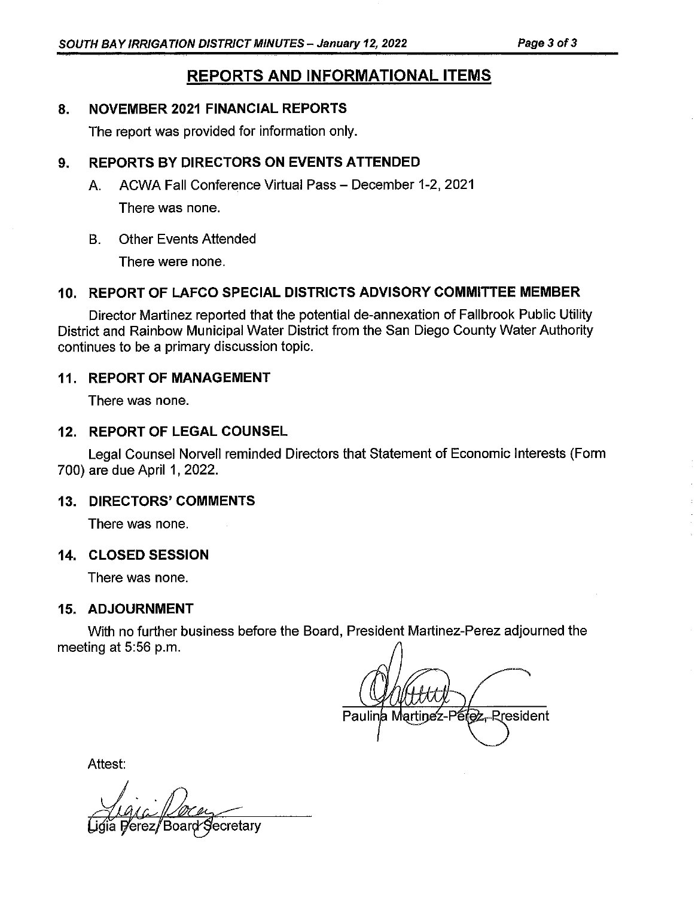## REPORTS AND INFORMATIONAL ITEMS

### 8. NOVEMBER 2021 FINANCIAL REPORTS

The report was provided for information only.

### 9. REPORTS BY DIRECTORS ON EVENTS ATTENDED

A. ACWA Fall Conference Virtual Pass – December 1-2, 2021

There was none.

B. Other Events Attended

There were none.

### 10. REPORT OF LAFCO SPECIAL DISTRICTS ADVISORY COMMITTEE MEMBER

Director Martinez reported that the potential de-annexation of Fallbrook Public Utility District and Rainbow Municipal Water District from the San Diego County Water Authority continues to be a primary discussion topic.

### 11. REPORT OF MANAGEMENT

There was none.

### 12. REPORT OF LEGAL COUNSEL

Legal Counsel Norvell reminded Directors that Statement of Economic Interests (Form 700) are due April 1, 2022.

### 13. DIRECTORS' COMMENTS

There was none.

### 14. CLOSED SESSION

There was none.

### 15. ADJOURNMENT

With no further business before the Board, President Martinez-Perez adjourned the meeting at 5:56 p.m.

Paulina Martinez-Perez, President

Attest:

Ligia Perez, Board Secretary